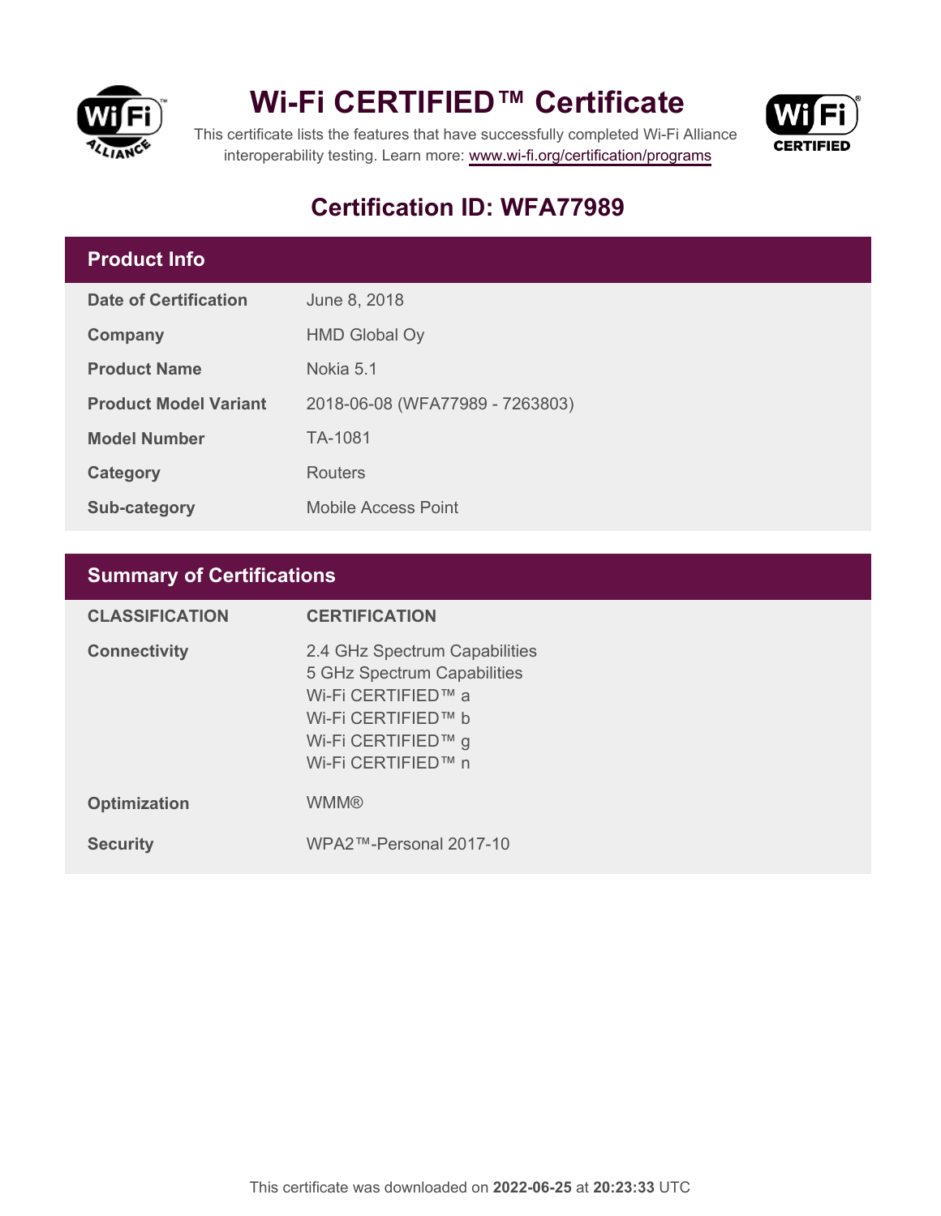# Wi-Fi CERTIFIED™ Certificate

This certificate lists the features that have successfully completed Wi-Fi Alliance interoperability testing. Learn more: [www.wi-fi.org/certification/programs](http://www.wi-fi.org/certification/programs)

## Certification ID: WFA77989

### Product Info

| | |
|---|---|
| **Date of Certification** | June 8, 2018 |
| **Company** | HMD Global Oy |
| **Product Name** | Nokia 5.1 |
| **Product Model Variant** | 2018-06-08 (WFA77989 - 7263803) |
| **Model Number** | TA-1081 |
| **Category** | Routers |
| **Sub-category** | Mobile Access Point |

### Summary of Certifications

| CLASSIFICATION | CERTIFICATION |
|---|---|
| **Connectivity** | 2.4 GHz Spectrum Capabilities<br>5 GHz Spectrum Capabilities<br>Wi-Fi CERTIFIED™ a<br>Wi-Fi CERTIFIED™ b<br>Wi-Fi CERTIFIED™ g<br>Wi-Fi CERTIFIED™ n |
| **Optimization** | WMM® |
| **Security** | WPA2™-Personal 2017-10 |

This certificate was downloaded on **2022-06-25** at **20:23:33** UTC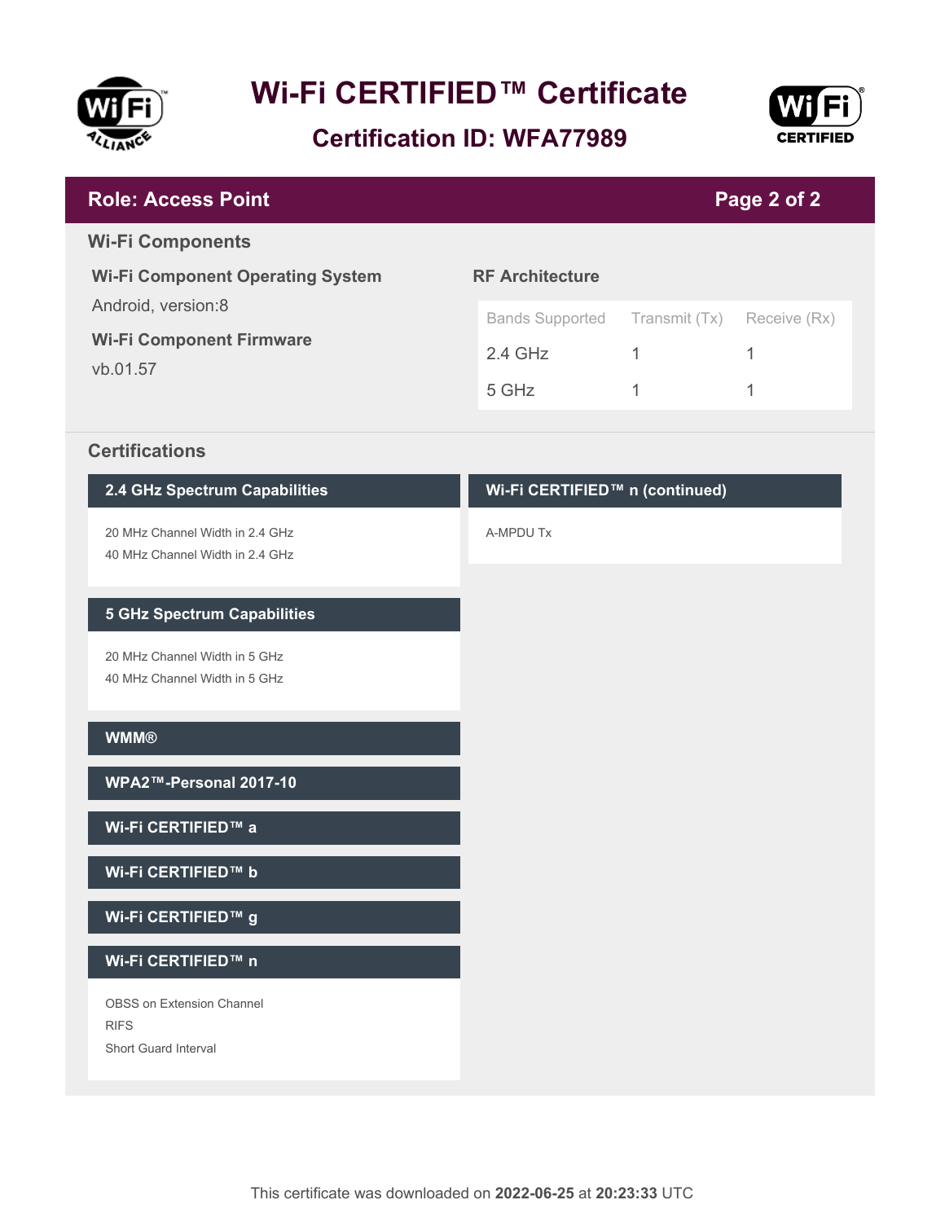# Wi-Fi CERTIFIED™ Certificate

## Certification ID: WFA77989

## Role: Access Point

### Wi-Fi Components

**Wi-Fi Component Operating System**

Android, version:8

**Wi-Fi Component Firmware**

vb.01.57

**RF Architecture**

| Bands Supported | Transmit (Tx) | Receive (Rx) |
| --- | --- | --- |
| 2.4 GHz | 1 | 1 |
| 5 GHz | 1 | 1 |

### Certifications

**2.4 GHz Spectrum Capabilities**

- 20 MHz Channel Width in 2.4 GHz
- 40 MHz Channel Width in 2.4 GHz

**5 GHz Spectrum Capabilities**

- 20 MHz Channel Width in 5 GHz
- 40 MHz Channel Width in 5 GHz

**WMM®**

**WPA2™-Personal 2017-10**

**Wi-Fi CERTIFIED™ a**

**Wi-Fi CERTIFIED™ b**

**Wi-Fi CERTIFIED™ g**

**Wi-Fi CERTIFIED™ n**

- OBSS on Extension Channel
- RIFS
- Short Guard Interval

**Wi-Fi CERTIFIED™ n (continued)**

- A-MPDU Tx

This certificate was downloaded on **2022-06-25** at **20:23:33** UTC